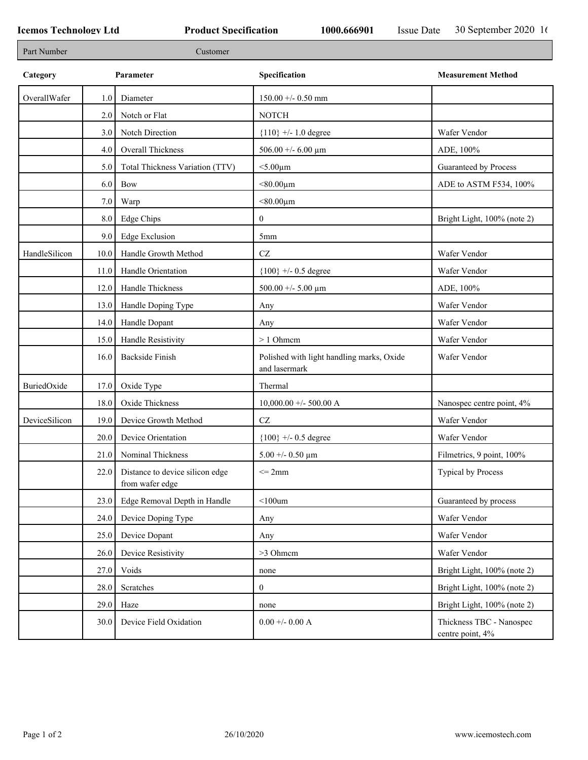**Icemos Technology Ltd** **Product Specification** **1000.666901** Issue Date 30 September 2020 16

| Part Number | Customer |
|---|---|

| Category | | Parameter | Specification | Measurement Method |
|---|---|---|---|---|
| OverallWafer | 1.0 | Diameter | 150.00 +/- 0.50 mm | |
| | 2.0 | Notch or Flat | NOTCH | |
| | 3.0 | Notch Direction | {110} +/- 1.0 degree | Wafer Vendor |
| | 4.0 | Overall Thickness | 506.00 +/- 6.00 µm | ADE, 100% |
| | 5.0 | Total Thickness Variation (TTV) | <5.00µm | Guaranteed by Process |
| | 6.0 | Bow | <80.00µm | ADE to ASTM F534, 100% |
| | 7.0 | Warp | <80.00µm | |
| | 8.0 | Edge Chips | 0 | Bright Light, 100% (note 2) |
| | 9.0 | Edge Exclusion | 5mm | |
| HandleSilicon | 10.0 | Handle Growth Method | CZ | Wafer Vendor |
| | 11.0 | Handle Orientation | {100} +/- 0.5 degree | Wafer Vendor |
| | 12.0 | Handle Thickness | 500.00 +/- 5.00 µm | ADE, 100% |
| | 13.0 | Handle Doping Type | Any | Wafer Vendor |
| | 14.0 | Handle Dopant | Any | Wafer Vendor |
| | 15.0 | Handle Resistivity | > 1 Ohmcm | Wafer Vendor |
| | 16.0 | Backside Finish | Polished with light handling marks, Oxide and lasermark | Wafer Vendor |
| BuriedOxide | 17.0 | Oxide Type | Thermal | |
| | 18.0 | Oxide Thickness | 10,000.00 +/- 500.00 A | Nanospec centre point, 4% |
| DeviceSilicon | 19.0 | Device Growth Method | CZ | Wafer Vendor |
| | 20.0 | Device Orientation | {100} +/- 0.5 degree | Wafer Vendor |
| | 21.0 | Nominal Thickness | 5.00 +/- 0.50 µm | Filmetrics, 9 point, 100% |
| | 22.0 | Distance to device silicon edge from wafer edge | <= 2mm | Typical by Process |
| | 23.0 | Edge Removal Depth in Handle | <100um | Guaranteed by process |
| | 24.0 | Device Doping Type | Any | Wafer Vendor |
| | 25.0 | Device Dopant | Any | Wafer Vendor |
| | 26.0 | Device Resistivity | >3 Ohmcm | Wafer Vendor |
| | 27.0 | Voids | none | Bright Light, 100% (note 2) |
| | 28.0 | Scratches | 0 | Bright Light, 100% (note 2) |
| | 29.0 | Haze | none | Bright Light, 100% (note 2) |
| | 30.0 | Device Field Oxidation | 0.00 +/- 0.00 A | Thickness TBC - Nanospec centre point, 4% |

26/10/2020 www.icemostech.com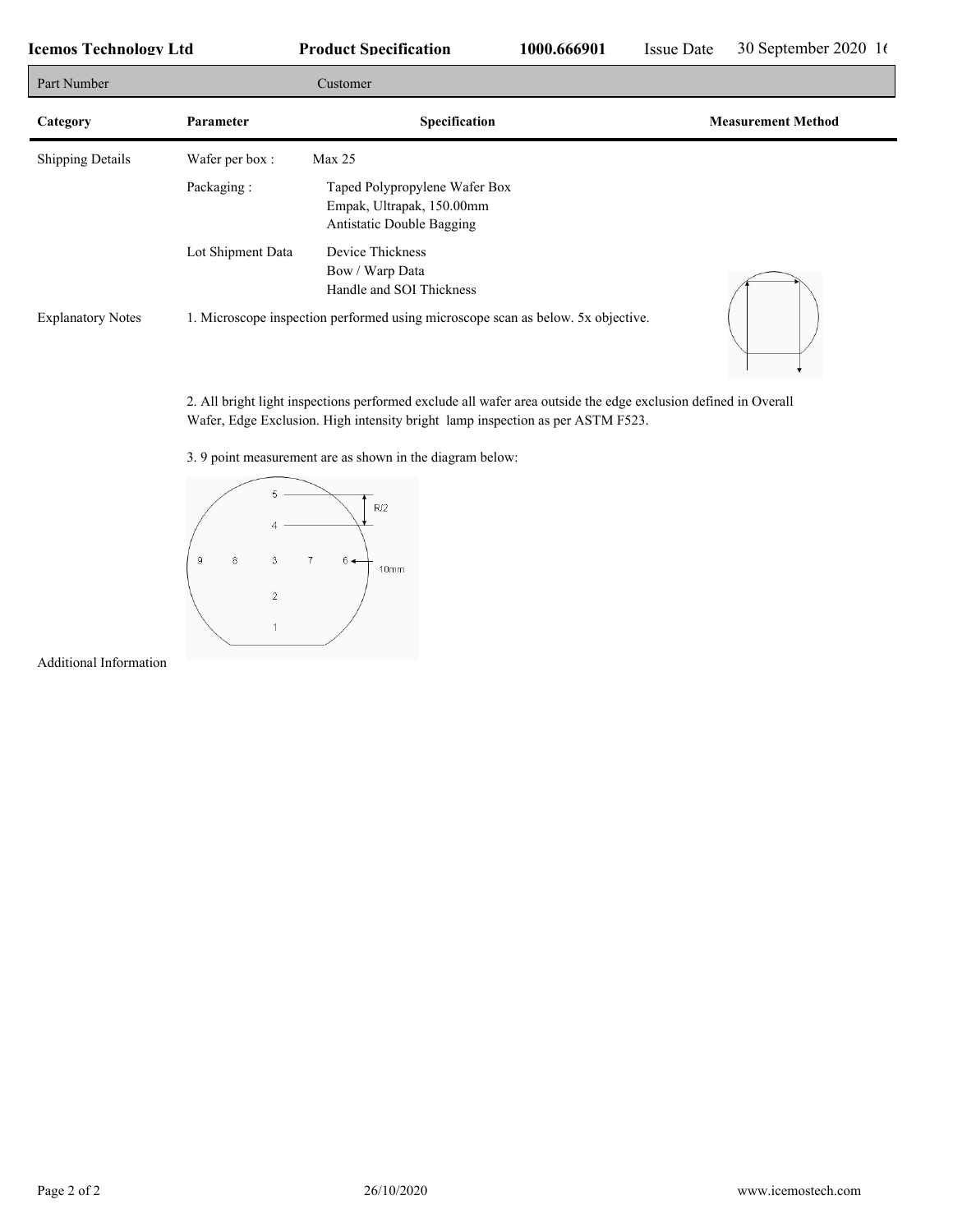| Category | Parameter | Specification | Measurement Method |
|---|---|---|---|
| Shipping Details | Wafer per box : | Max 25 | |
| | Packaging : | Taped Polypropylene Wafer Box<br>Empak, Ultrapak, 150.00mm<br>Antistatic Double Bagging | |
| | Lot Shipment Data | Device Thickness<br>Bow / Warp Data<br>Handle and SOI Thickness | |
| Explanatory Notes | 1. Microscope inspection performed using microscope scan as below. 5x objective. | | |

2. All bright light inspections performed exclude all wafer area outside the edge exclusion defined in Overall Wafer, Edge Exclusion. High intensity bright lamp inspection as per ASTM F523.

3. 9 point measurement are as shown in the diagram below:

5
4
R/2
9 8 3 7 6
10mm
2
1

Additional Information